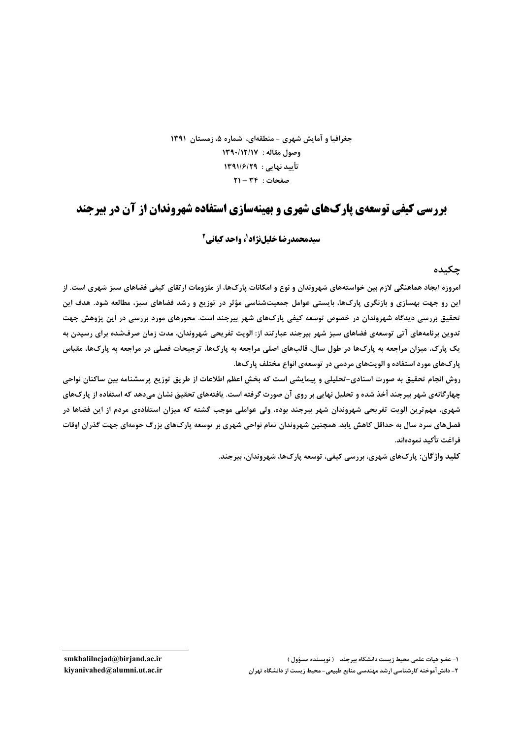جغرافیا و آمایش شهری - منطقه‌ای، شماره ۵، زمستان ۱۳۹۱
وصول مقاله : ۱۳۹۰/۱۲/۱۷
تأیید نهایی : ۱۳۹۱/۶/۲۹
صفحات : ۳۴ – ۲۱

# بررسی کیفی توسعه‌ی پارک‌های شهری و بهینه‌سازی استفاده شهروندان از آن در بیرجند

**سیدمحمدرضا خلیل‌نژاد[۱]، واحد کیانی[۲]**

## چکیده

امروزه ایجاد هماهنگی لازم بین خواسته‌های شهروندان و نوع و امکانات پارک‌ها، از ملزومات ارتقای کیفی فضاهای سبز شهری است. از این رو جهت بهسازی و بازنگری پارک‌ها، بایستی عوامل جمعیت‌شناسی مؤثر در توزیع و رشد فضاهای سبز، مطالعه شود. هدف این تحقیق بررسی دیدگاه شهروندان در خصوص توسعه کیفی پارک‌های شهر بیرجند است. محورهای مورد بررسی در این پژوهش جهت تدوین برنامه‌های آتی توسعه‌ی فضاهای سبز شهر بیرجند عبارتند از: الویت تفریحی شهروندان، مدت زمان صرف‌شده برای رسیدن به یک پارک، میزان مراجعه به پارک‌ها در طول سال، قالب‌های اصلی مراجعه به پارک‌ها، ترجیحات فصلی در مراجعه به پارک‌ها، مقیاس پارک‌های مورد استفاده و الویت‌های مردمی در توسعه‌ی انواع مختلف پارک‌ها.

روش انجام تحقیق به صورت اسنادی-تحلیلی و پیمایشی است که بخش اعظم اطلاعات از طریق توزیع پرسشنامه بین ساکنان نواحی چهارگانه‌ی شهر بیرجند أخذ شده و تحلیل نهایی بر روی آن صورت گرفته است. یافته‌های تحقیق نشان می‌دهد که استفاده از پارک‌های شهری، مهم‌ترین الویت تفریحی شهروندان شهر بیرجند بوده، ولی عواملی موجب گشته که میزان استفاده‌ی مردم از این فضاها در فصل‌های سرد سال به حداقل کاهش یابد. همچنین شهروندان تمام نواحی شهری بر توسعه پارک‌های بزرگ حومه‌ای جهت گذران اوقات فراغت تأکید نموده‌اند.

**کلید واژگان:** پارک‌های شهری، بررسی کیفی، توسعه پارک‌ها، شهروندان، بیرجند.

---

۱- عضو هیات علمی محیط زیست دانشگاه بیرجند (نویسنده مسؤول) smkhalilnejad@birjand.ac.ir

۲- دانش‌آموخته کارشناسی ارشد مهندسی منابع طبیعی- محیط زیست از دانشگاه تهران kiyanivahed@alumni.ut.ac.ir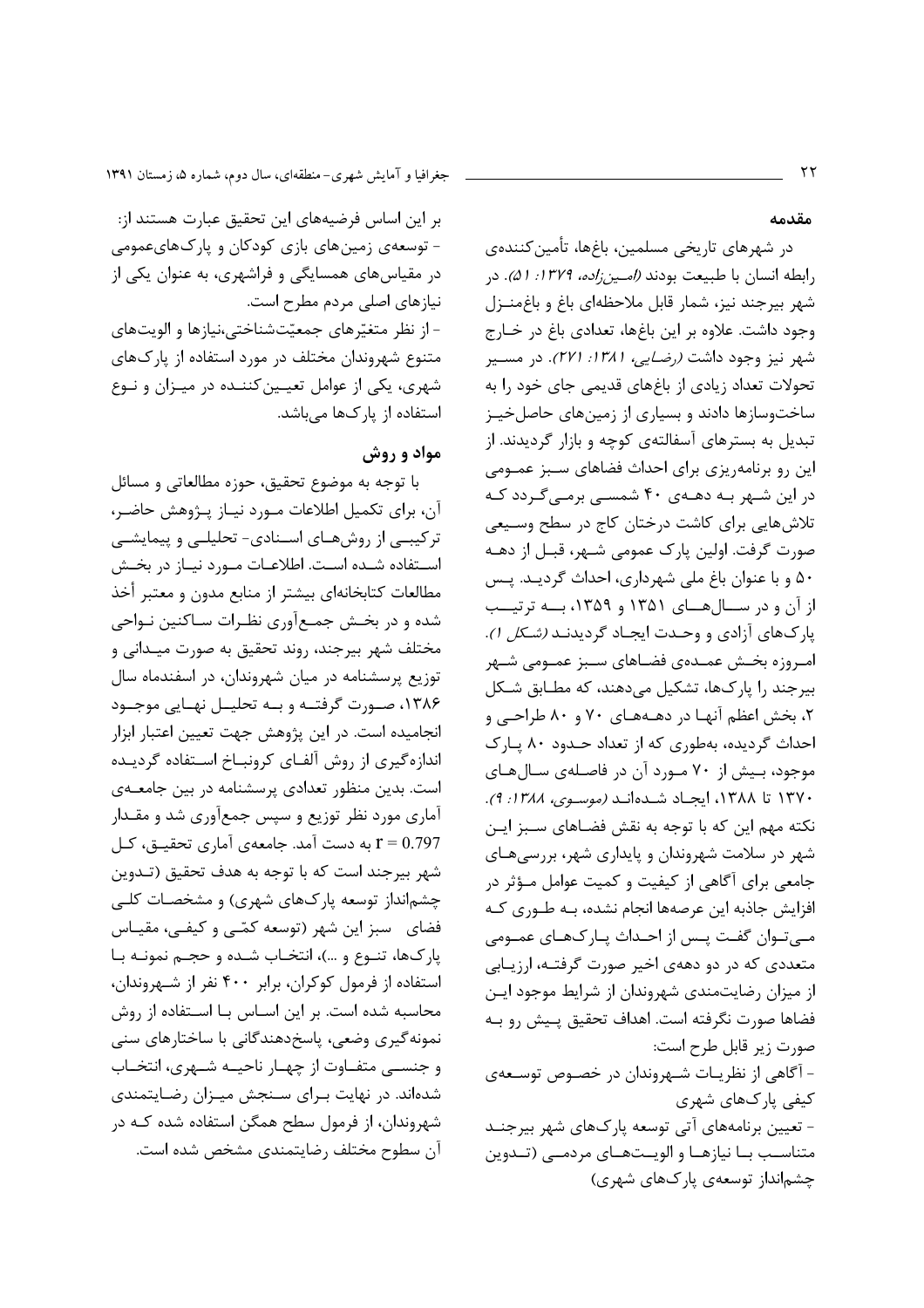## مقدمه

در شهرهای تاریخی مسلمین، باغها، تأمین‌کننده‌ی رابطه انسان با طبیعت بودند *(امین‌زاده، ۱۳۷۹: ۵۱)*. در شهر بیرجند نیز، شمار قابل ملاحظه‌ای باغ و باغ‌منزل وجود داشت. علاوه بر این باغ‌ها، تعدادی باغ در خارج شهر نیز وجود داشت *(رضایی، ۱۳۸۱: ۲۷۱)*. در مسیر تحولات تعداد زیادی از باغ‌های قدیمی جای خود را به ساخت‌وسازها دادند و بسیاری از زمین‌های حاصل‌خیز تبدیل به بسترهای آسفالته‌ی کوچه و بازار گردیدند. از این رو برنامه‌ریزی برای احداث فضاهای سبز عمومی در این شهر به دهه‌ی ۴۰ شمسی برمی‌گردد که تلاش‌هایی برای کاشت درختان کاج در سطح وسیعی صورت گرفت. اولین پارک عمومی شهر، قبل از دهه ۵۰ و با عنوان باغ ملی شهرداری، احداث گردید. پس از آن و در سال‌های ۱۳۵۱ و ۱۳۵۹، به ترتیب پارک‌های آزادی و وحدت ایجاد گردیدند *(شکل ۱)*. امروزه بخش عمده‌ی فضاهای سبز عمومی شهر بیرجند را پارک‌ها، تشکیل می‌دهند، که مطابق شکل ۲، بخش اعظم آنها در دهه‌های ۷۰ و ۸۰ طراحی و احداث گردیده، به‌طوری که از تعداد حدود ۸۰ پارک موجود، بیش از ۷۰ مورد آن در فاصله‌ی سال‌های ۱۳۷۰ تا ۱۳۸۸، ایجاد شده‌اند *(موسوی، ۱۳۸۸: ۹)*. نکته مهم این که با توجه به نقش فضاهای سبز این شهر در سلامت شهروندان و پایداری شهر، بررسی‌های جامعی برای آگاهی از کیفیت و کمیت عوامل مؤثر در افزایش جاذبه این عرصه‌ها انجام نشده، به طوری که می‌توان گفت پس از احداث پارک‌های عمومی متعددی که در دو دهه‌ی اخیر صورت گرفته، ارزیابی از میزان رضایتمندی شهروندان از شرایط موجود این فضاها صورت نگرفته است. اهداف تحقیق پیش رو به صورت زیر قابل طرح است:

- آگاهی از نظریات شهروندان در خصوص توسعه‌ی کیفی پارک‌های شهری
- تعیین برنامه‌های آتی توسعه پارک‌های شهر بیرجند متناسب با نیازها و الویت‌های مردمی (تدوین چشم‌انداز توسعه‌ی پارک‌های شهری)

بر این اساس فرضیه‌های این تحقیق عبارت هستند از:

- توسعه‌ی زمین‌های بازی کودکان و پارک‌های‌عمومی در مقیاس‌های همسایگی و فراشهری، به عنوان یکی از نیازهای اصلی مردم مطرح است.
- از نظر متغیّرهای جمعیّت‌شناختی،نیازها و الویت‌های متنوع شهروندان مختلف در مورد استفاده از پارک‌های شهری، یکی از عوامل تعیین‌کننده در میزان و نوع استفاده از پارک‌ها می‌باشد.

## مواد و روش

با توجه به موضوع تحقیق، حوزه مطالعاتی و مسائل آن، برای تکمیل اطلاعات مورد نیاز پژوهش حاضر، ترکیبی از روش‌های اسنادی- تحلیلی و پیمایشی استفاده شده است. اطلاعات مورد نیاز در بخش مطالعات کتابخانه‌ای بیشتر از منابع مدون و معتبر أخذ شده و در بخش جمع‌آوری نظرات ساکنین نواحی مختلف شهر بیرجند، روند تحقیق به صورت میدانی و توزیع پرسشنامه در میان شهروندان، در اسفندماه سال ۱۳۸۶، صورت گرفته و به تحلیل نهایی موجود انجامیده است. در این پژوهش جهت تعیین اعتبار ابزار اندازه‌گیری از روش آلفای کرونباخ استفاده گردیده است. بدین منظور تعدادی پرسشنامه در بین جامعه‌ی آماری مورد نظر توزیع و سپس جمع‌آوری شد و مقدار $r = 0.797$ به دست آمد. جامعه‌ی آماری تحقیق، کل شهر بیرجند است که با توجه به هدف تحقیق (تدوین چشم‌انداز توسعه پارک‌های شهری) و مشخصات کلی فضای سبز این شهر (توسعه کمّی و کیفی، مقیاس پارک‌ها، تنوع و ...)، انتخاب شده و حجم نمونه با استفاده از فرمول کوکران، برابر ۴۰۰ نفر از شهروندان، محاسبه شده است. بر این اساس با استفاده از روش نمونه‌گیری وضعی، پاسخ‌دهندگانی با ساختارهای سنی و جنسی متفاوت از چهار ناحیه شهری، انتخاب شده‌اند. در نهایت برای سنجش میزان رضایتمندی شهروندان، از فرمول سطح همگن استفاده شده که در آن سطوح مختلف رضایتمندی مشخص شده است.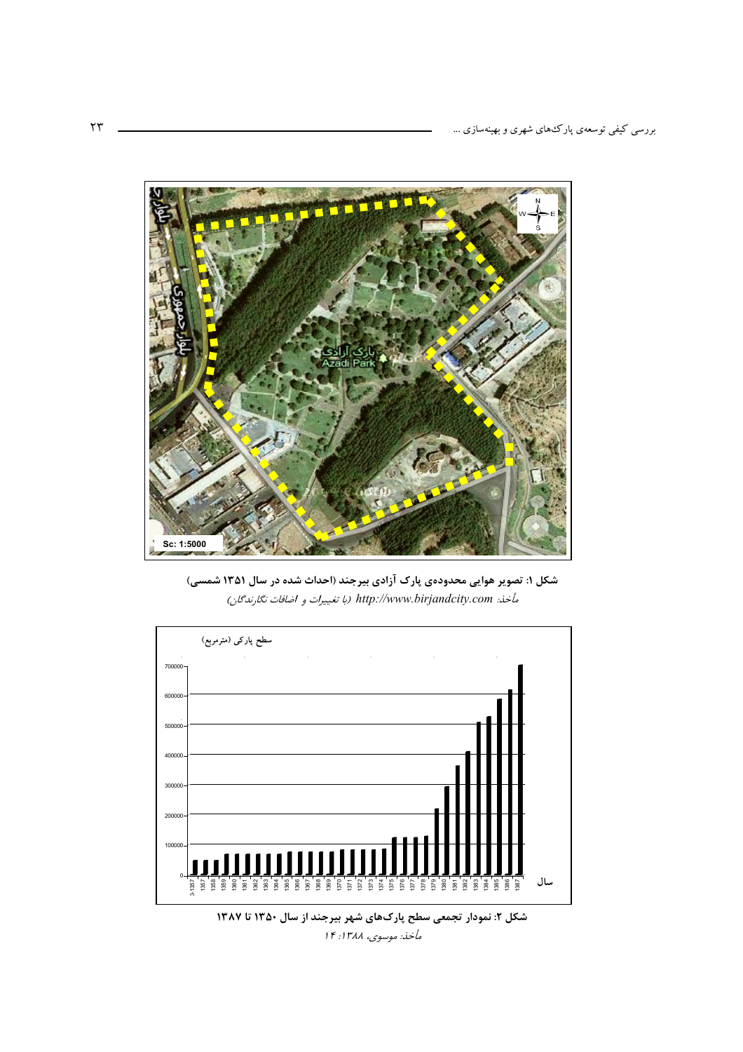شکل ۱: تصویر هوایی محدوده‌ی پارک آزادی بیرجند (احداث شده در سال ۱۳۵۱ شمسی)

*مأخذ: http://www.birjandcity.com (با تغییرات و اضافات نگارندگان)*

شکل ۲: نمودار تجمعی سطح پارک‌های شهر بیرجند از سال ۱۳۵۰ تا ۱۳۸۷

*مأخذ: موسوی، ۱۳۸۸: ۱۴*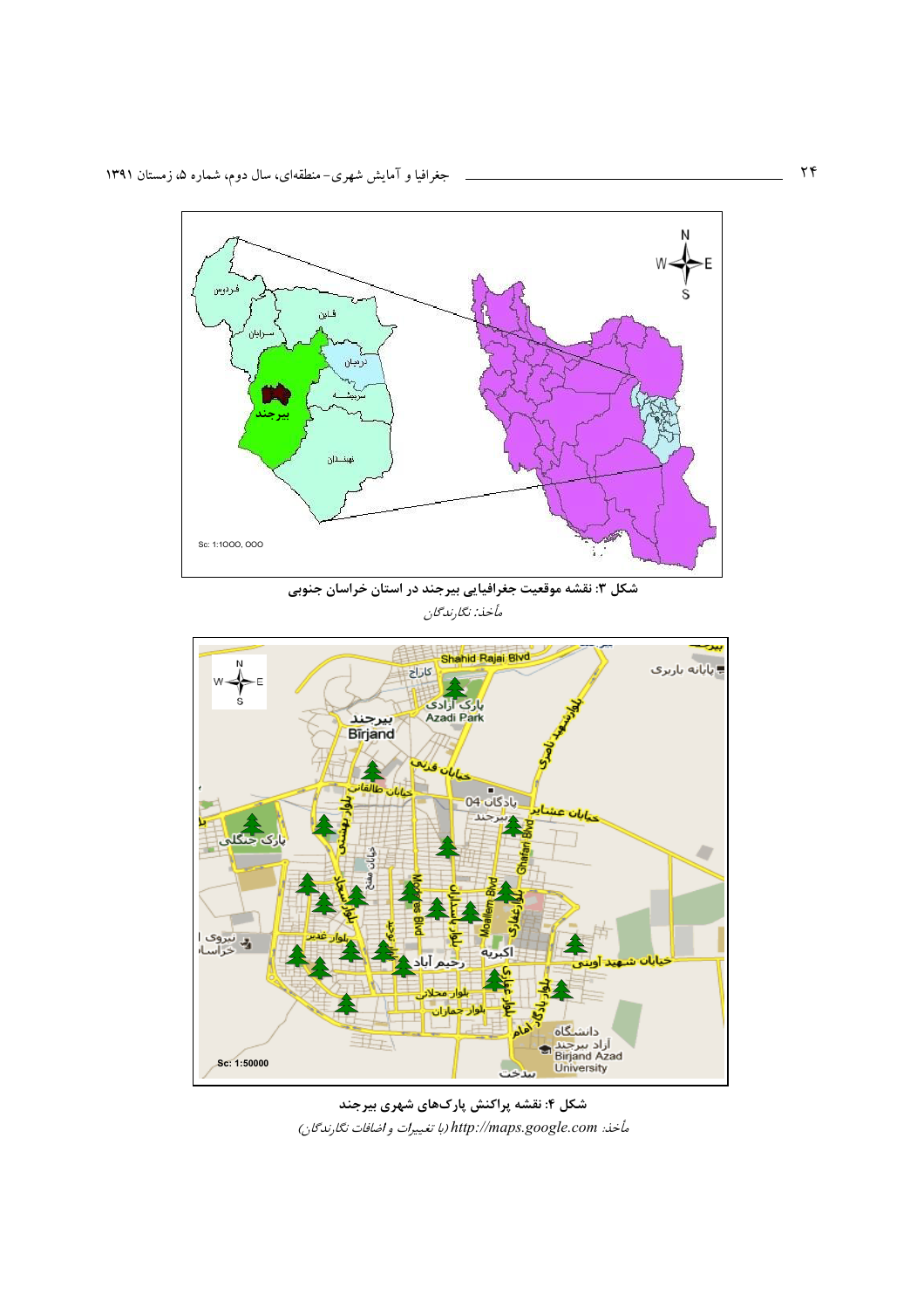**شکل ۳: نقشه موقعیت جغرافیایی بیرجند در استان خراسان جنوبی**

*مأخذ: نگارندگان*

**شکل ۴: نقشه پراکنش پارک‌های شهری بیرجند**

*مأخذ: http://maps.google.com (با تغییرات و اضافات نگارندگان)*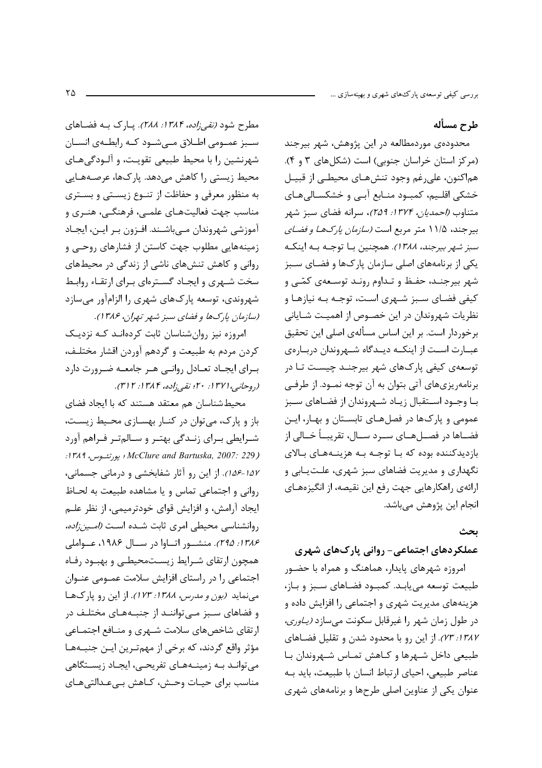## طرح مسأله

محدوده‌ی موردمطالعه در این پژوهش، شهر بیرجند (مرکز استان خراسان جنوبی) است (شکل‌های ۳ و ۴). هم‌اکنون، علی‌رغم وجود تنش‌های محیطی از قبیل خشکی اقلیم، کمبود منابع آبی و خشکسالی‌های متناوب *(احمدیان، ۱۳۷۴: ۲۵۹)*، سرانه فضای سبز شهر بیرجند، ۱۱/۵ متر مربع است *(سازمان پارک‌ها و فضای سبز شهر بیرجند، ۱۳۸۸)*. همچنین با توجه به اینکه یکی از برنامه‌های اصلی سازمان پارک‌ها و فضای سبز شهر بیرجند، حفظ و تداوم روند توسعه‌ی کمّی و کیفی فضای سبز شهری است، توجه به نیازها و نظریات شهروندان در این خصوص از اهمیت شایانی برخوردار است. بر این اساس مسأله‌ی اصلی این تحقیق عبارت است از اینکه دیدگاه شهروندان درباره‌ی توسعه‌ی کیفی پارک‌های شهر بیرجند چیست تا در برنامه‌ریزی‌های آتی بتوان به آن توجه نمود. از طرفی با وجود استقبال زیاد شهروندان از فضاهای سبز عمومی و پارک‌ها در فصل‌های تابستان و بهار، این فضاها در فصل‌های سرد سال، تقریباً خالی از بازدیدکننده بوده که با توجه به هزینه‌های بالای نگهداری و مدیریت فضاهای سبز شهری، علت‌یابی و ارائه‌ی راهکارهایی جهت رفع این نقیصه، از انگیزه‌های انجام این پژوهش می‌باشد.

## بحث

### عملکردهای اجتماعی- روانی پارک‌های شهری

امروزه شهرهای پایدار، هماهنگ و همراه با حضور طبیعت توسعه می‌یابد. کمبود فضاهای سبز و باز، هزینه‌های مدیریت شهری و اجتماعی را افزایش داده و در طول زمان شهر را غیرقابل سکونت می‌سازد *(یاوری، ۱۳۸۷: ۷۳)*. از این رو با محدود شدن و تقلیل فضاهای طبیعی داخل شهرها و کاهش تماس شهروندان با عناصر طبیعی، احیای ارتباط انسان با طبیعت، باید به عنوان یکی از عناوین اصلی طرح‌ها و برنامه‌های شهری مطرح شود *(نقی‌زاده، ۱۳۸۴: ۲۸۸)*. پارک به فضاهای سبز عمومی اطلاق می‌شود که رابطه‌ی انسان شهرنشین را با محیط طبیعی تقویت، و آلودگی‌های محیط زیستی را کاهش می‌دهد. پارک‌ها، عرصه‌هایی به منظور معرفی و حفاظت از تنوع زیستی و بستری مناسب جهت فعالیت‌های علمی، فرهنگی، هنری و آموزشی شهروندان می‌باشند. افزون بر این، ایجاد زمینه‌هایی مطلوب جهت کاستن از فشارهای روحی و روانی و کاهش تنش‌های ناشی از زندگی در محیط‌های سخت شهری و ایجاد گستره‌ای برای ارتقاء روابط شهروندی، توسعه پارک‌های شهری را الزام‌آور می‌سازد *(سازمان پارک‌ها و فضای سبز شهر تهران، ۱۳۸۶)*.

امروزه نیز روان‌شناسان ثابت کرده‌اند که نزدیک کردن مردم به طبیعت و گردهم آوردن اقشار مختلف، برای ایجاد تعادل روانی هر جامعه ضرورت دارد *(روحانی، ۱۳۷۱: ۲۰؛ نقی‌زاده، ۱۳۸۴: ۳۱۲)*.

محیط‌شناسان هم معتقد هستند که با ایجاد فضای باز و پارک، می‌توان در کنار بهسازی محیط زیست، شرایطی برای زندگی بهتر و سالم‌تر فراهم آورد *(McClure and Bartuska, 2007: 229؛ پورتئوس، ۱۳۸۹: ۱۵۷-۱۵۶)*. از این رو آثار شفابخشی و درمانی جسمانی، روانی و اجتماعی تماس و یا مشاهده طبیعت به لحاظ ایجاد آرامش، و افزایش قوای خودترمیمی، از نظر علم روانشناسی محیطی امری ثابت شده است *(امین‌زاده، ۱۳۸۶: ۲۹۵)*. منشور اتاوا در سال ۱۹۸۶، عواملی همچون ارتقای شرایط زیست‌محیطی و بهبود رفاه اجتماعی را در راستای افزایش سلامت عمومی عنوان می‌نماید *(بون و مدرس، ۱۳۸۸: ۱۷۳)*. از این رو پارک‌ها و فضاهای سبز می‌توانند به جنبه‌های مختلف در ارتقای شاخص‌های سلامت شهری و منافع اجتماعی مؤثر واقع گردند، که برخی از مهم‌ترین این جنبه‌ها می‌توانند به زمینه‌های تفریحی، ایجاد زیستگاهی مناسب برای حیات وحش، کاهش بی‌عدالتی‌های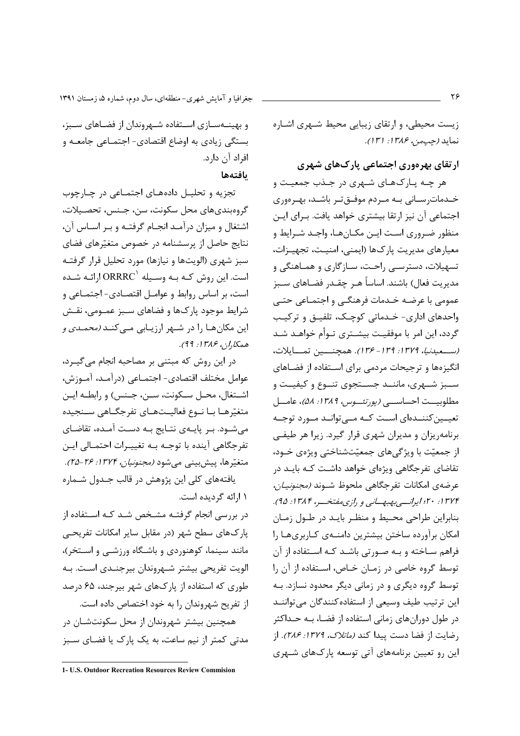زیست محیطی، و ارتقای زیبایی محیط شهری اشاره نماید *(چپمن، ۱۳۸۶: ۱۳۱)*.

## ارتقای بهره‌وری اجتماعی پارک‌های شهری

هر چه پارک‌های شهری در جذب جمعیت و خدمات‌رسانی به مردم موفق‌تر باشد، بهره‌وری اجتماعی آن نیز ارتقا بیشتری خواهد یافت. برای این منظور ضروری است این مکان‌ها، واجد شرایط و معیارهای مدیریت پارک‌ها (ایمنی، امنیت، تجهیزات، تسهیلات، دسترسی راحت، سازگاری و هماهنگی و مدیریت فعال) باشند. اساساً هر چقدر فضاهای سبز عمومی با عرضه خدمات فرهنگی و اجتماعی حتی واحدهای اداری- خدماتی کوچک، تلفیق و ترکیب گردد، این امر با موفقیت بیشتری توأم خواهد شد *(سعیدنیا، ۱۳۷۹: ۱۳۹-۱۳۶)*. همچنین تمایلات، انگیزه‌ها و ترجیحات مردمی برای استفاده از فضاهای سبز شهری، مانند جستجوی تنوع و کیفیت و مطلوبیت احساسی *(پورتئوس، ۱۳۸۹: ۵۸)*، عامل تعیین‌کننده‌ای است که می‌تواند مورد توجه برنامه‌ریزان و مدیران شهری قرار گیرد. زیرا هر طیفی از جمعیّت با ویژگی‌های جمعیّت‌شناختی ویژه‌ی خود، تقاضای تفرجگاهی ویژه‌ای خواهد داشت که باید در عرضه‌ی امکانات تفرجگاهی ملحوظ شوند *(مجنونیان، ۱۳۷۴: ۲۰؛ ایرانی‌بهبهانی و رازی‌مفتخر، ۱۳۸۴: ۹۵)*. بنابراین طراحی محیط و منظر باید در طول زمان امکان برآورده ساختن بیشترین دامنه‌ی کاربری‌ها را فراهم ساخته و به صورتی باشد که استفاده از آن توسط گروه خاصی در زمان خاص، استفاده از آن را توسط گروه دیگری و در زمانی دیگر محدود نسازد. به این ترتیب طیف وسیعی از استفاده‌کنندگان می‌توانند در طول دوران‌های زمانی استفاده از فضا، به حداکثر رضایت از فضا دست پیدا کند *(ماتلاک، ۱۳۷۹: ۲۸۶)*. از این رو تعیین برنامه‌های آتی توسعه پارک‌های شهری و بهینه‌سازی استفاده شهروندان از فضاهای سبز، بستگی زیادی به اوضاع اقتصادی- اجتماعی جامعه و افراد آن دارد.

## یافته‌ها

تجزیه و تحلیل داده‌های اجتماعی در چارچوب گروه‌بندی‌های محل سکونت، سن، جنس، تحصیلات، اشتغال و میزان درآمد انجام گرفته و بر اساس آن، نتایج حاصل از پرسشنامه در خصوص متغیّرهای فضای سبز شهری (الویت‌ها و نیازها) مورد تحلیل قرار گرفته است. این روش که به وسیله ORRRC[1] ارائه شده است، بر اساس روابط و عوامل اقتصادی- اجتماعی و شرایط موجود پارک‌ها و فضاهای سبز عمومی، نقش این مکان‌ها را در شهر ارزیابی می‌کند *(محمدی و همکاران، ۱۳۸۶: ۹۹)*.

در این روش که مبتنی بر مصاحبه انجام می‌گیرد، عوامل مختلف اقتصادی- اجتماعی (درآمد، آموزش، اشتغال، محل سکونت، سن، جنس) و رابطه این متغیّرها با نوع فعالیت‌های تفرجگاهی سنجیده می‌شود. بر پایه‌ی نتایج به دست آمده، تقاضای تفرجگاهی آینده با توجه به تغییرات احتمالی این متغیّرها، پیش‌بینی می‌شود *(مجنونیان، ۱۳۷۴: ۲۶-۲۵)*.

یافته‌های کلی این پژوهش در قالب جدول شماره ۱ ارائه گردیده است.

در بررسی انجام گرفته مشخص شد که استفاده از پارک‌های سطح شهر (در مقابل سایر امکانات تفریحی مانند سینما، کوهنوردی و باشگاه ورزشی و استخر)، الویت تفریحی بیشتر شهروندان بیرجندی است. به طوری که استفاده از پارک‌های شهر بیرجند، ۶۵ درصد از تفریح شهروندان را به خود اختصاص داده است.

همچنین بیشتر شهروندان از محل سکونت‌شان در مدتی کمتر از نیم ساعت، به یک پارک یا فضای سبز

---

1- U.S. Outdoor Recreation Resources Review Commision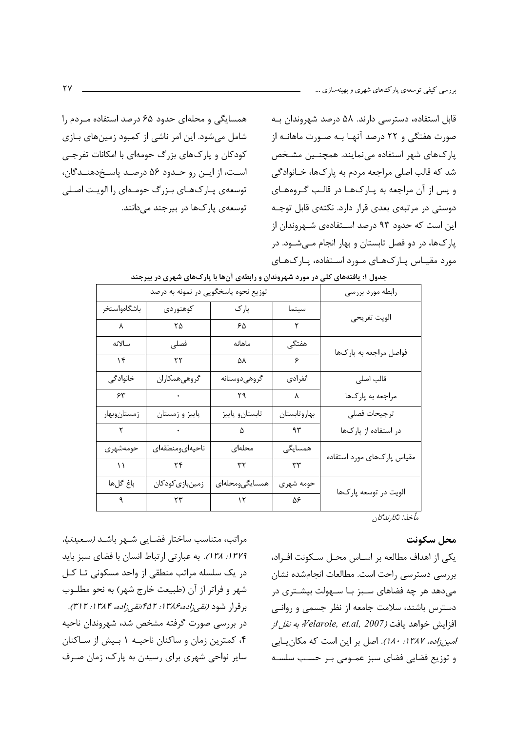قابل استفاده، دسترسی دارند. ۵۸ درصد شهروندان به صورت هفتگی و ۲۲ درصد آنها به صورت ماهانه از پارک‌های شهر استفاده می‌نمایند. همچنین مشخص شد که قالب اصلی مراجعه مردم به پارک‌ها، خانوادگی و پس از آن مراجعه به پارک‌ها در قالب گروه‌های دوستی در مرتبه‌ی بعدی قرار دارد. نکته‌ی قابل توجه این است که حدود ۹۳ درصد استفاده‌ی شهروندان از پارک‌ها، در دو فصل تابستان و بهار انجام می‌شود. در مورد مقیاس پارک‌های مورد استفاده، پارک‌های همسایگی و محله‌ای حدود ۶۵ درصد استفاده مردم را شامل می‌شود. این امر ناشی از کمبود زمین‌های بازی کودکان و پارک‌های بزرگ حومه‌ای با امکانات تفرجی است، از این رو حدود ۵۶ درصد پاسخ‌دهندگان، توسعه‌ی پارک‌های بزرگ حومه‌ای را الویت اصلی توسعه‌ی پارک‌ها در بیرجند می‌دانند.

**جدول ۱: یافته‌های کلی در مورد شهروندان و رابطه‌ی آن‌ها با پارک‌های شهری در بیرجند**

| رابطه مورد بررسی | توزیع نحوه پاسخگویی در نمونه به درصد | | | |
|---|---|---|---|---|
| الویت تفریحی | سینما | پارک | کوهنوردی | باشگاه‌واستخر |
| | ۲ | ۶۵ | ۲۵ | ۸ |
| فواصل مراجعه به پارک‌ها | هفتگی | ماهانه | فصلی | سالانه |
| | ۶ | ۵۸ | ۲۲ | ۱۴ |
| قالب اصلی مراجعه به پارک‌ها | انفرادی | گروهی‌دوستانه | گروهی‌همکاران | خانوادگی |
| | ۸ | ۲۹ | ۰ | ۶۳ |
| ترجیحات فصلی در استفاده از پارک‌ها | بهاروتابستان | تابستان‌و پاییز | پاییز و زمستان | زمستان‌وبهار |
| | ۹۳ | ۵ | ۰ | ۲ |
| مقیاس پارک‌های مورد استفاده | همسایگی | محله‌ای | ناحیه‌ای‌ومنطقه‌ای | حومه‌شهری |
| | ۳۳ | ۳۲ | ۲۴ | ۱۱ |
| الویت در توسعه پارک‌ها | حومه شهری | همسایگی‌ومحله‌ای | زمین‌بازی‌کودکان | باغ گل‌ها |
| | ۵۶ | ۱۲ | ۲۳ | ۹ |

*مأخذ: نگارندگان*

### محل سکونت

یکی از اهداف مطالعه بر اساس محل سکونت افراد، بررسی دسترسی راحت است. مطالعات انجام‌شده نشان می‌دهد هر چه فضاهای سبز با سهولت بیشتری در دسترس باشند، سلامت جامعه از نظر جسمی و روانی افزایش خواهد یافت (*Velarole, et.al, 2007؛ به نقل از امین‌زاده، ۱۳۸۷: ۱۸۰*). اصل بر این است که مکان‌یابی و توزیع فضایی فضای سبز عمومی بر حسب سلسله مراتب، متناسب ساختار فضایی شهر باشد (*سعیدنیا، ۱۳۷۹: ۱۳۸*). به عبارتی ارتباط انسان با فضای سبز باید در یک سلسله مراتب منطقی از واحد مسکونی تا کل شهر و فراتر از آن (طبیعت خارج شهر) به نحو مطلوب برقرار شود (*نقی‌زاده،۱۳۸۶: ۴۵۲؛نقی‌زاده، ۱۳۸۴: ۳۱۲*). در بررسی صورت گرفته مشخص شد، شهروندان ناحیه ۴، کمترین زمان و ساکنان ناحیه ۱ بیش از ساکنان سایر نواحی شهری برای رسیدن به پارک، زمان صرف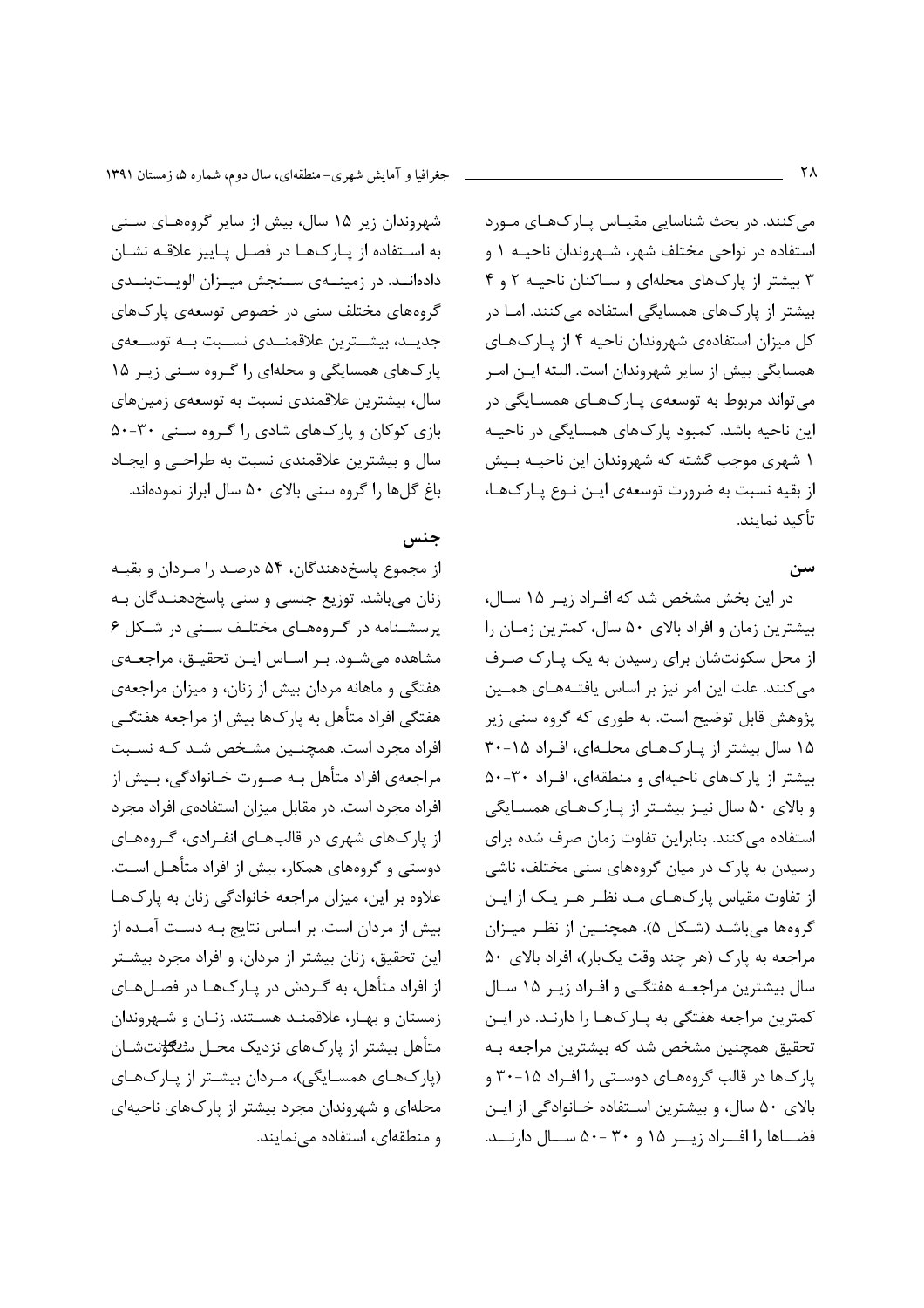می‌کنند. در بحث شناسایی مقیاس پارک‌های مورد استفاده در نواحی مختلف شهر، شهروندان ناحیه ۱ و ۳ بیشتر از پارک‌های محله‌ای و ساکنان ناحیه ۲ و ۴ بیشتر از پارک‌های همسایگی استفاده می‌کنند. اما در کل میزان استفاده‌ی شهروندان ناحیه ۴ از پارک‌های همسایگی بیش از سایر شهروندان است. البته این امر می‌تواند مربوط به توسعه‌ی پارک‌های همسایگی در این ناحیه باشد. کمبود پارک‌های همسایگی در ناحیه ۱ شهری موجب گشته که شهروندان این ناحیه بیش از بقیه نسبت به ضرورت توسعه‌ی این نوع پارک‌ها، تأکید نمایند.

## سن

در این بخش مشخص شد که افراد زیر ۱۵ سال، بیشترین زمان و افراد بالای ۵۰ سال، کمترین زمان را از محل سکونت‌شان برای رسیدن به یک پارک صرف می‌کنند. علت این امر نیز بر اساس یافته‌های همین پژوهش قابل توضیح است. به طوری که گروه سنی زیر ۱۵ سال بیشتر از پارک‌های محله‌ای، افراد ۱۵-۳۰ بیشتر از پارک‌های ناحیه‌ای و منطقه‌ای، افراد ۳۰-۵۰ و بالای ۵۰ سال نیز بیشتر از پارک‌های همسایگی استفاده می‌کنند. بنابراین تفاوت زمان صرف شده برای رسیدن به پارک در میان گروه‌های سنی مختلف، ناشی از تفاوت مقیاس پارک‌های مد نظر هر یک از این گروه‌ها می‌باشد (شکل ۵). همچنین از نظر میزان مراجعه به پارک (هر چند وقت یک‌بار)، افراد بالای ۵۰ سال بیشترین مراجعه هفتگی و افراد زیر ۱۵ سال کمترین مراجعه هفتگی به پارک‌ها را دارند. در این تحقیق همچنین مشخص شد که بیشترین مراجعه به پارک‌ها در قالب گروه‌های دوستی را افراد ۱۵-۳۰ و بالای ۵۰ سال، و بیشترین استفاده خانوادگی از این فضاها را افراد زیر ۱۵ و ۳۰ -۵۰ سال دارند. شهروندان زیر ۱۵ سال، بیش از سایر گروه‌های سنی به استفاده از پارک‌ها در فصل پاییز علاقه نشان داده‌اند. در زمینه‌ی سنجش میزان الویت‌بندی گروه‌های مختلف سنی در خصوص توسعه‌ی پارک‌های جدید، بیشترین علاقمندی نسبت به توسعه‌ی پارک‌های همسایگی و محله‌ای را گروه سنی زیر ۱۵ سال، بیشترین علاقمندی نسبت به توسعه‌ی زمین‌های بازی کوکان و پارک‌های شادی را گروه سنی ۳۰-۵۰ سال و بیشترین علاقمندی نسبت به طراحی و ایجاد باغ گل‌ها را گروه سنی بالای ۵۰ سال ابراز نموده‌اند.

## جنس

از مجموع پاسخ‌دهندگان، ۵۴ درصد را مردان و بقیه زنان می‌باشد. توزیع جنسی و سنی پاسخ‌دهندگان به پرسشنامه در گروه‌های مختلف سنی در شکل ۶ مشاهده می‌شود. بر اساس این تحقیق، مراجعه‌ی هفتگی و ماهانه مردان بیش از زنان، و میزان مراجعه‌ی هفتگی افراد متأهل به پارک‌ها بیش از مراجعه هفتگی افراد مجرد است. همچنین مشخص شد که نسبت مراجعه‌ی افراد متأهل به صورت خانوادگی، بیش از افراد مجرد است. در مقابل میزان استفاده‌ی افراد مجرد از پارک‌های شهری در قالب‌های انفرادی، گروه‌های دوستی و گروه‌های همکار، بیش از افراد متأهل است. علاوه بر این، میزان مراجعه خانوادگی زنان به پارک‌ها بیش از مردان است. بر اساس نتایج به دست آمده از این تحقیق، زنان بیشتر از مردان، و افراد مجرد بیشتر از افراد متأهل، به گردش در پارک‌ها در فصل‌های زمستان و بهار، علاقمند هستند. زنان و شهروندان متأهل بیشتر از پارک‌های نزدیک محل سکونت‌شان (پارک‌های همسایگی)، مردان بیشتر از پارک‌های محله‌ای و شهروندان مجرد بیشتر از پارک‌های ناحیه‌ای و منطقه‌ای، استفاده می‌نمایند.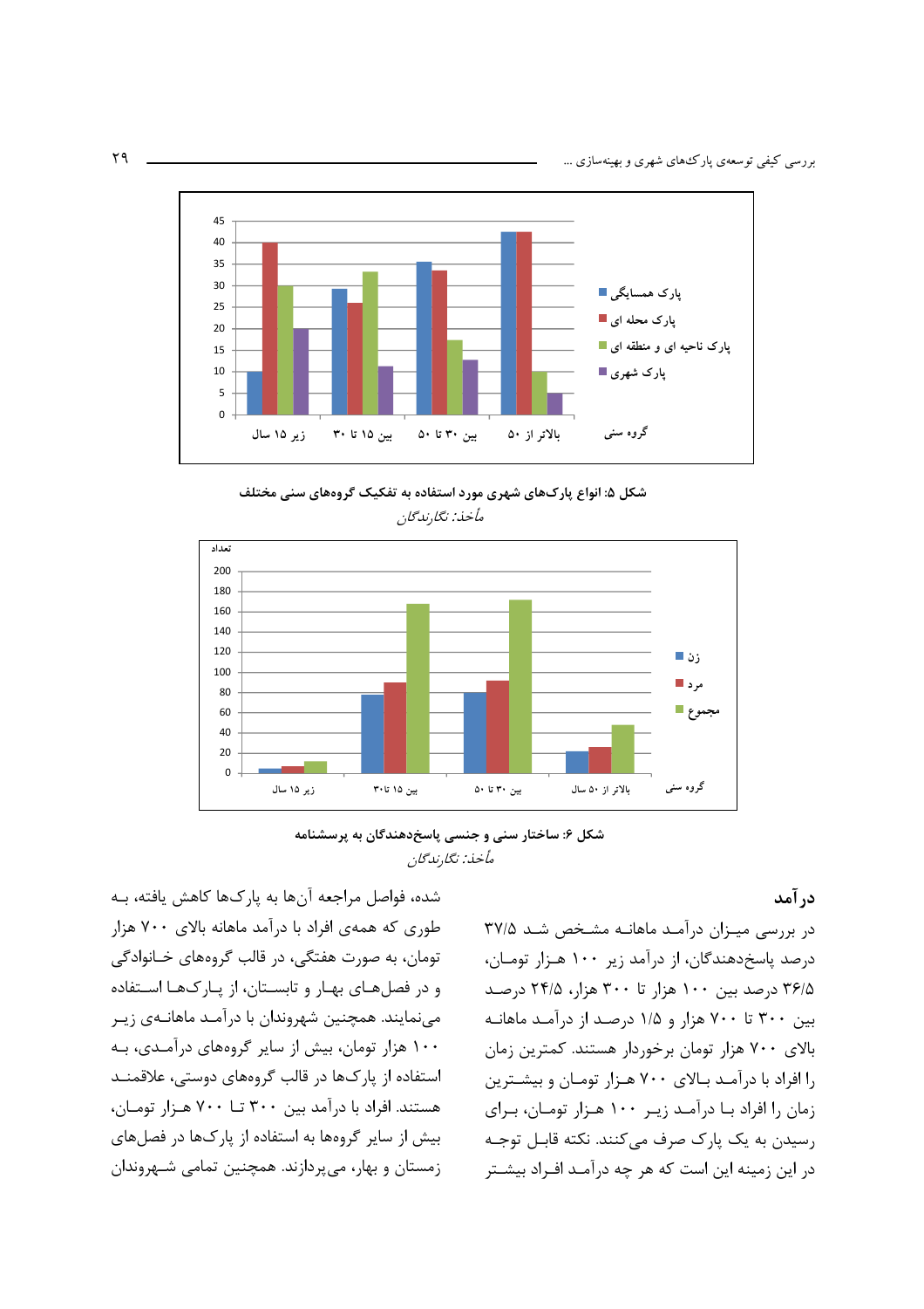شکل ۵: انواع پارک‌های شهری مورد استفاده به تفکیک گروه‌های سنی مختلف

*مأخذ: نگارندگان*

شکل ۶: ساختار سنی و جنسی پاسخ‌دهندگان به پرسشنامه

*مأخذ: نگارندگان*

## درآمد

در بررسی میزان درآمد ماهانه مشخص شد ۳۷/۵ درصد پاسخ‌دهندگان، از درآمد زیر ۱۰۰ هزار تومان، ۳۶/۵ درصد بین ۱۰۰ هزار تا ۳۰۰ هزار، ۲۴/۵ درصد بین ۳۰۰ تا ۷۰۰ هزار و ۱/۵ درصد از درآمد ماهانه بالای ۷۰۰ هزار تومان برخوردار هستند. کمترین زمان را افراد با درآمد بالای ۷۰۰ هزار تومان و بیشترین زمان را افراد با درآمد زیر ۱۰۰ هزار تومان، برای رسیدن به یک پارک صرف می‌کنند. نکته قابل توجه در این زمینه این است که هر چه درآمد افراد بیشتر شده، فواصل مراجعه آن‌ها به پارک‌ها کاهش یافته، به طوری که همه‌ی افراد با درآمد ماهانه بالای ۷۰۰ هزار تومان، به صورت هفتگی، در قالب گروه‌های خانوادگی و در فصل‌های بهار و تابستان، از پارک‌ها استفاده می‌نمایند. همچنین شهروندان با درآمد ماهانه‌ی زیر ۱۰۰ هزار تومان، بیش از سایر گروه‌های درآمدی، به استفاده از پارک‌ها در قالب گروه‌های دوستی، علاقمند هستند. افراد با درآمد بین ۳۰۰ تا ۷۰۰ هزار تومان، بیش از سایر گروه‌ها به استفاده از پارک‌ها در فصل‌های زمستان و بهار، می‌پردازند. همچنین تمامی شهروندان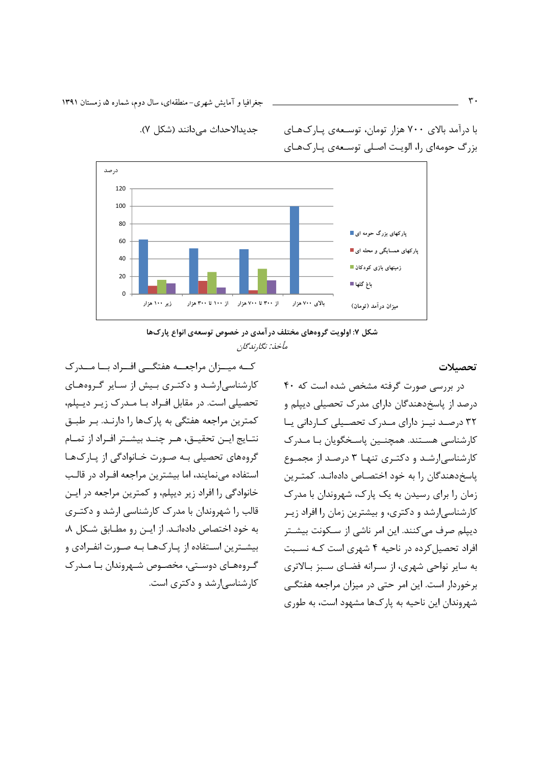با درآمد بالای ۷۰۰ هزار تومان، توسعه‌ی پارک‌های بزرگ حومه‌ای را، الویت اصلی توسعه‌ی پارک‌های جدیدالاحداث می‌دانند (شکل ۷).

**شکل ۷: اولویت گروه‌های مختلف درآمدی در خصوص توسعه‌ی انواع پارک‌ها**

*مأخذ: نگارندگان*

## تحصیلات

در بررسی صورت گرفته مشخص شده است که ۴۰ درصد از پاسخ‌دهندگان دارای مدرک تحصیلی دیپلم و ۳۲ درصد نیز دارای مدرک تحصیلی کاردانی یا کارشناسی هستند. همچنین پاسخگویان با مدرک کارشناسی‌ارشد و دکتری تنها ۳ درصد از مجموع پاسخ‌دهندگان را به خود اختصاص داده‌اند. کمترین زمان را برای رسیدن به یک پارک، شهروندان با مدرک کارشناسی‌ارشد و دکتری، و بیشترین زمان را افراد زیر دیپلم صرف می‌کنند. این امر ناشی از سکونت بیشتر افراد تحصیل‌کرده در ناحیه ۴ شهری است که نسبت به سایر نواحی شهری، از سرانه فضای سبز بالاتری برخوردار است. این امر حتی در میزان مراجعه هفتگی شهروندان این ناحیه به پارک‌ها مشهود است، به طوری که میزان مراجعه هفتگی افراد با مدرک کارشناسی‌ارشد و دکتری بیش از سایر گروه‌های تحصیلی است. در مقابل افراد با مدرک زیر دیپلم، کمترین مراجعه هفتگی به پارک‌ها را دارند. بر طبق نتایج این تحقیق، هر چند بیشتر افراد از تمام گروه‌های تحصیلی به صورت خانوادگی از پارک‌ها استفاده می‌نمایند، اما بیشترین مراجعه افراد در قالب خانوادگی را افراد زیر دیپلم، و کمترین مراجعه در این قالب را شهروندان با مدرک کارشناسی ارشد و دکتری به خود اختصاص داده‌اند. از این رو مطابق شکل ۸، بیشترین استفاده از پارک‌ها به صورت انفرادی و گروه‌های دوستی، مخصوص شهروندان با مدرک کارشناسی‌ارشد و دکتری است.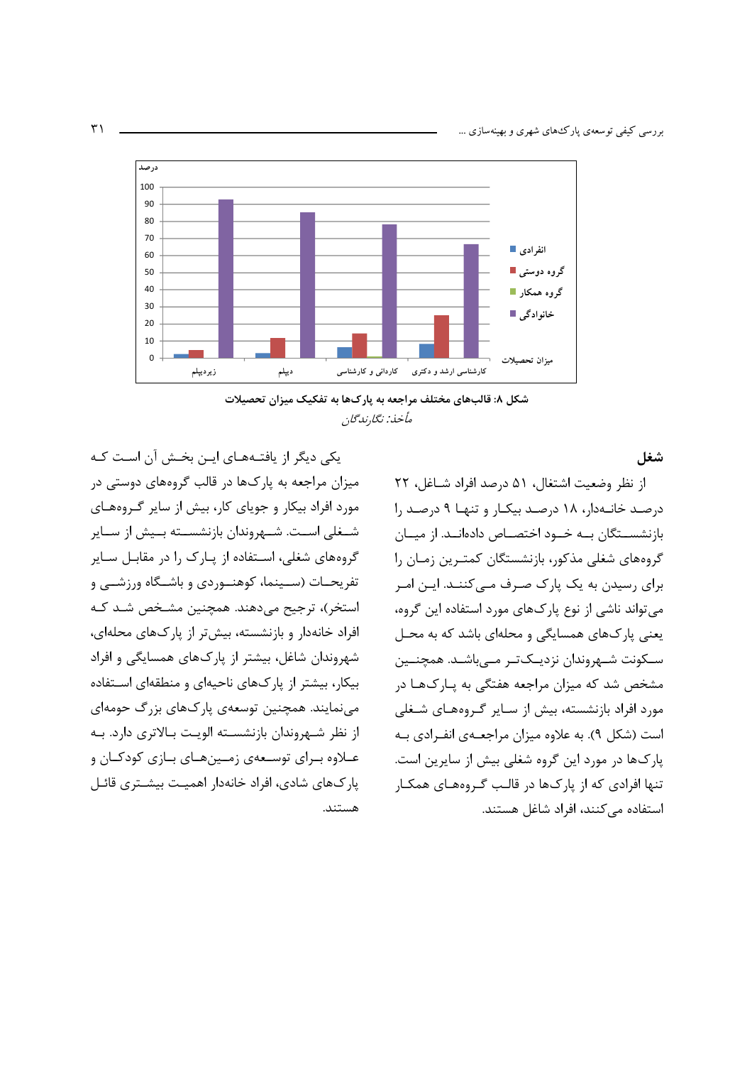شکل ۸: قالب‌های مختلف مراجعه به پارک‌ها به تفکیک میزان تحصیلات

*مأخذ: نگارندگان*

## شغل

از نظر وضعیت اشتغال، ۵۱ درصد افراد شاغل، ۲۲ درصد خانه‌دار، ۱۸ درصد بیکار و تنها ۹ درصد را بازنشستگان به خود اختصاص داده‌اند. از میان گروه‌های شغلی مذکور، بازنشستگان کمترین زمان را برای رسیدن به یک پارک صرف می‌کنند. این امر می‌تواند ناشی از نوع پارک‌های مورد استفاده این گروه، یعنی پارک‌های همسایگی و محله‌ای باشد که به محل سکونت شهروندان نزدیک‌تر می‌باشد. همچنین مشخص شد که میزان مراجعه هفتگی به پارک‌ها در مورد افراد بازنشسته، بیش از سایر گروه‌های شغلی است (شکل ۹). به علاوه میزان مراجعه‌ی انفرادی به پارک‌ها در مورد این گروه شغلی بیش از سایرین است. تنها افرادی که از پارک‌ها در قالب گروه‌های همکار استفاده می‌کنند، افراد شاغل هستند.

یکی دیگر از یافته‌های این بخش آن است که میزان مراجعه به پارک‌ها در قالب گروه‌های دوستی در مورد افراد بیکار و جویای کار، بیش از سایر گروه‌های شغلی است. شهروندان بازنشسته بیش از سایر گروه‌های شغلی، استفاده از پارک را در مقابل سایر تفریحات (سینما، کوهنوردی و باشگاه ورزشی و استخر)، ترجیح می‌دهند. همچنین مشخص شد که افراد خانه‌دار و بازنشسته، بیش‌تر از پارک‌های محله‌ای، شهروندان شاغل، بیشتر از پارک‌های همسایگی و افراد بیکار، بیشتر از پارک‌های ناحیه‌ای و منطقه‌ای استفاده می‌نمایند. همچنین توسعه‌ی پارک‌های بزرگ حومه‌ای از نظر شهروندان بازنشسته الویت بالاتری دارد. به علاوه برای توسعه‌ی زمین‌های بازی کودکان و پارک‌های شادی، افراد خانه‌دار اهمیت بیشتری قائل هستند.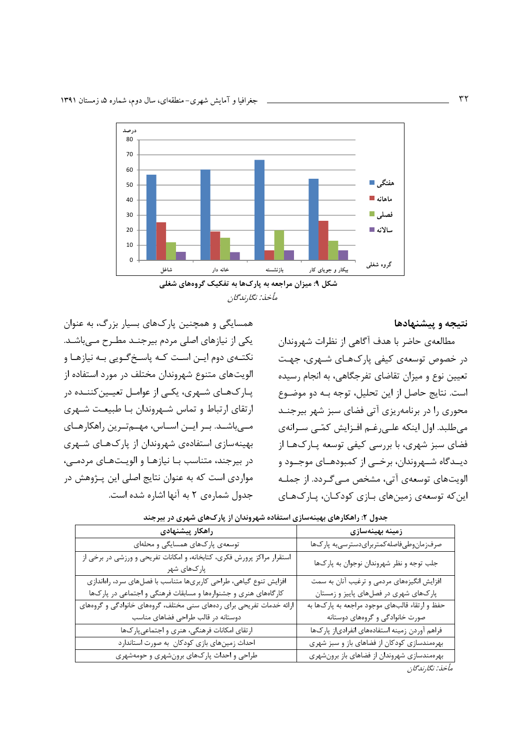شکل ۹: میزان مراجعه به پارک‌ها به تفکیک گروه‌های شغلی

مأخذ: نگارندگان

## نتیجه و پیشنهادها

مطالعه‌ی حاضر با هدف آگاهی از نظرات شهروندان در خصوص توسعه‌ی کیفی پارک‌های شهری، جهت تعیین نوع و میزان تقاضای تفرجگاهی، به انجام رسیده است. نتایج حاصل از این تحلیل، توجه به دو موضوع محوری را در برنامه‌ریزی آتی فضای سبز شهر بیرجند می‌طلبد. اول اینکه علی‌رغم افزایش کمّی سرانه‌ی فضای سبز شهری، با بررسی کیفی توسعه پارک‌ها از دیدگاه شهروندان، برخی از کمبودهای موجود و الویت‌های توسعه‌ی آتی، مشخص می‌گردد. از جمله این‌که توسعه‌ی زمین‌های بازی کودکان، پارک‌های همسایگی و همچنین پارک‌های بسیار بزرگ، به عنوان یکی از نیازهای اصلی مردم بیرجند مطرح می‌باشد. نکته‌ی دوم این است که پاسخ‌گویی به نیازها و الویت‌های متنوع شهروندان مختلف در مورد استفاده از پارک‌های شهری، یکی از عوامل تعیین‌کننده در ارتقای ارتباط و تماس شهروندان با طبیعت شهری می‌باشد. بر این اساس، مهم‌ترین راهکارهای بهینه‌سازی استفاده‌ی شهروندان از پارک‌های شهری در بیرجند، متناسب با نیازها و الویت‌های مردمی، مواردی است که به عنوان نتایج اصلی این پژوهش در جدول شماره‌ی ۲ به آنها اشاره شده است.

جدول ۲: راهکارهای بهینه‌سازی استفاده شهروندان از پارک‌های شهری در بیرجند

| زمینه بهینه‌سازی | راهکار پیشنهادی |
|---|---|
| صرف‌زمان‌وطی‌فاصله‌کمتربرای‌دسترسی‌به پارک‌ها | توسعه‌ی پارک‌های همسایگی و محله‌ای |
| جلب توجه و نظر شهروندان نوجوان به پارک‌ها | استقرار مراکز پرورش فکری، کتابخانه، و امکانات تفریحی و ورزشی در برخی از پارک‌های شهر |
| افزایش انگیزه‌های مردمی و ترغیب آنان به سمت پارک‌های شهری در فصل‌های پاییز و زمستان | افزایش تنوع گیاهی، طراحی کاربری‌ها متناسب با فصل‌های سرد، راه‌اندازی کارگاه‌های هنری و جشنواره‌ها و مسابقات فرهنگی و اجتماعی در پارک‌ها |
| حفظ و ارتقاء قالب‌های موجود مراجعه به پارک‌ها به صورت خانوادگی و گروه‌های دوستانه | ارائه خدمات تفریحی برای رده‌های سنی مختلف، گروه‌های خانوادگی و گروه‌های دوستانه در قالب طراحی فضاهای مناسب |
| فراهم آوردن زمینه استفاده‌های انفرادی‌از پارک‌ها | ارتقای امکانات فرهنگی، هنری و اجتماعی‌پارک‌ها |
| بهره‌مندسازی کودکان از فضاهای باز و سبز شهری | احداث زمین‌های بازی کودکان به صورت استاندارد |
| بهره‌مندسازی شهروندان از فضاهای باز برون‌شهری | طراحی و احداث پارک‌های برون‌شهری و حومه‌شهری |

مأخذ: نگارندگان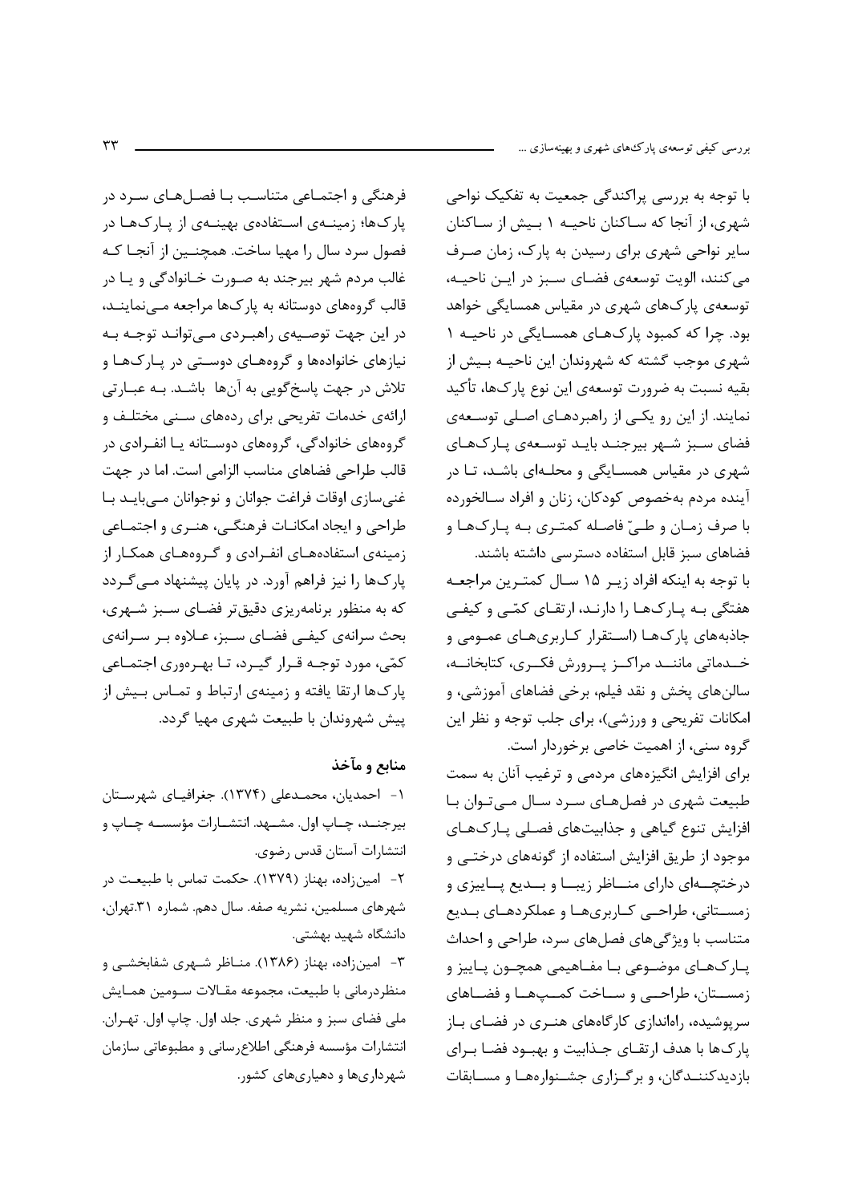با توجه به بررسی پراکندگی جمعیت به تفکیک نواحی شهری، از آنجا که ساکنان ناحیه ۱ بیش از ساکنان سایر نواحی شهری برای رسیدن به پارک، زمان صرف می‌کنند، الویت توسعه‌ی فضای سبز در این ناحیه، توسعه‌ی پارک‌های شهری در مقیاس همسایگی خواهد بود. چرا که کمبود پارک‌های همسایگی در ناحیه ۱ شهری موجب گشته که شهروندان این ناحیه بیش از بقیه نسبت به ضرورت توسعه‌ی این نوع پارک‌ها، تأکید نمایند. از این رو یکی از راهبردهای اصلی توسعه‌ی فضای سبز شهر بیرجند باید توسعه‌ی پارک‌های شهری در مقیاس همسایگی و محله‌ای باشد، تا در آینده مردم به‌خصوص کودکان، زنان و افراد سالخورده با صرف زمان و طیّ فاصله کمتری به پارک‌ها و فضاهای سبز قابل استفاده دسترسی داشته باشند.

با توجه به اینکه افراد زیر ۱۵ سال کمترین مراجعه هفتگی به پارک‌ها را دارند، ارتقای کمّی و کیفی جاذبه‌های پارک‌ها (استقرار کاربری‌های عمومی و خدماتی مانند مراکز پرورش فکری، کتابخانه، سالن‌های پخش و نقد فیلم، برخی فضاهای آموزشی، و امکانات تفریحی و ورزشی)، برای جلب توجه و نظر این گروه سنی، از اهمیت خاصی برخوردار است.

برای افزایش انگیزه‌های مردمی و ترغیب آنان به سمت طبیعت شهری در فصل‌های سرد سال می‌توان با افزایش تنوع گیاهی و جذابیت‌های فصلی پارک‌های موجود از طریق افزایش استفاده از گونه‌های درختی و درختچه‌ای دارای مناظر زیبا و بدیع پاییزی و زمستانی، طراحی کاربری‌ها و عملکردهای بدیع متناسب با ویژگی‌های فصل‌های سرد، طراحی و احداث پارک‌های موضوعی با مفاهیمی همچون پاییز و زمستان، طراحی و ساخت کمپ‌ها و فضاهای سرپوشیده، راه‌اندازی کارگاه‌های هنری در فضای باز پارک‌ها با هدف ارتقای جذابیت و بهبود فضا برای بازدیدکنندگان، و برگزاری جشنواره‌ها و مسابقات فرهنگی و اجتماعی متناسب با فصل‌های سرد در پارک‌ها؛ زمینه‌ی استفاده‌ی بهینه‌ی از پارک‌ها در فصول سرد سال را مهیا ساخت. همچنین از آنجا که غالب مردم شهر بیرجند به صورت خانوادگی و یا در قالب گروه‌های دوستانه به پارک‌ها مراجعه می‌نمایند، در این جهت توصیه‌ی راهبردی می‌تواند توجه به نیازهای خانواده‌ها و گروه‌های دوستی در پارک‌ها و تلاش در جهت پاسخ‌گویی به آن‌ها باشد. به عبارتی ارائه‌ی خدمات تفریحی برای رده‌های سنی مختلف و گروه‌های خانوادگی، گروه‌های دوستانه یا انفرادی در قالب طراحی فضاهای مناسب الزامی است. اما در جهت غنی‌سازی اوقات فراغت جوانان و نوجوانان می‌باید با طراحی و ایجاد امکانات فرهنگی، هنری و اجتماعی زمینه‌ی استفاده‌های انفرادی و گروه‌های همکار از پارک‌ها را نیز فراهم آورد. در پایان پیشنهاد می‌گردد که به منظور برنامه‌ریزی دقیق‌تر فضای سبز شهری، بحث سرانه‌ی کیفی فضای سبز، علاوه بر سرانه‌ی کمّی، مورد توجه قرار گیرد، تا بهره‌وری اجتماعی پارک‌ها ارتقا یافته و زمینه‌ی ارتباط و تماس بیش از پیش شهروندان با طبیعت شهری مهیا گردد.

## منابع و مآخذ

۱- احمدیان، محمدعلی (۱۳۷۴). جغرافیای شهرستان بیرجند، چاپ اول. مشهد. انتشارات مؤسسه چاپ و انتشارات آستان قدس رضوی.

۲- امین‌زاده، بهناز (۱۳۷۹). حکمت تماس با طبیعت در شهرهای مسلمین، نشریه صفه. سال دهم. شماره ۳۱.تهران، دانشگاه شهید بهشتی.

۳- امین‌زاده، بهناز (۱۳۸۶). مناظر شهری شفابخشی و منظردرمانی با طبیعت، مجموعه مقالات سومین همایش ملی فضای سبز و منظر شهری. جلد اول. چاپ اول. تهران. انتشارات مؤسسه فرهنگی اطلاع‌رسانی و مطبوعاتی سازمان شهرداری‌ها و دهیاری‌های کشور.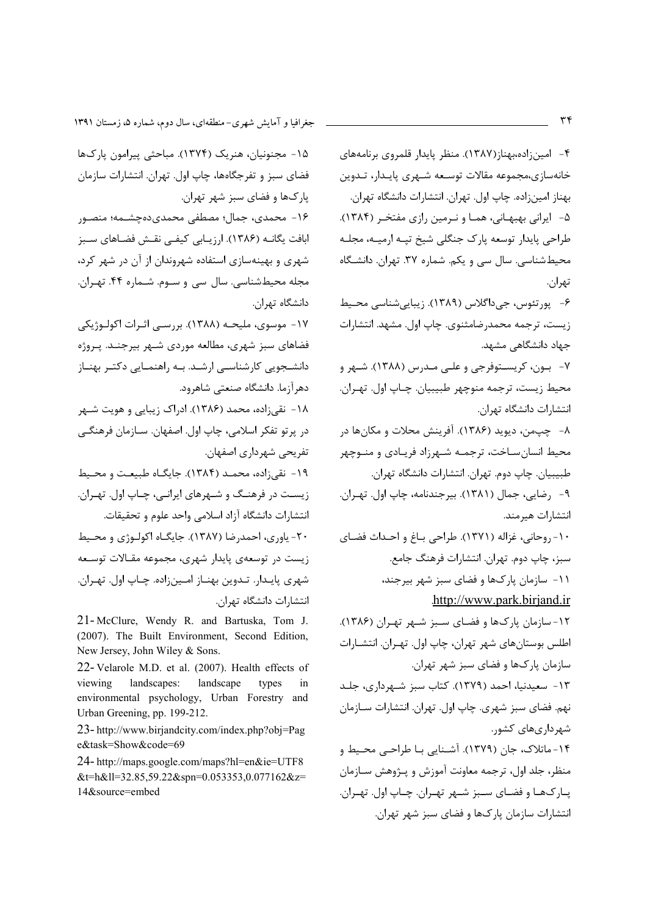۴- امین‌زاده،بهناز(۱۳۸۷). منظر پایدار قلمروی برنامه‌های خانه‌سازی،مجموعه مقالات توسعه شهری پایدار، تدوین بهناز امین‌زاده. چاپ اول. تهران. انتشارات دانشگاه تهران.

۵- ایرانی بهبهانی، هما و نرمین رازی مفتخر (۱۳۸۴). طراحی پایدار توسعه پارک جنگلی شیخ تپه ارمیه، مجله محیط‌شناسی. سال سی و یکم. شماره ۳۷. تهران. دانشگاه تهران.

۶- پورتئوس، جی‌داگلاس (۱۳۸۹). زیبایی‌شناسی محیط زیست، ترجمه محمدرضامثنوی. چاپ اول. مشهد. انتشارات جهاد دانشگاهی مشهد.

۷- بون، کریستوفرجی و علی مدرس (۱۳۸۸). شهر و محیط زیست، ترجمه منوچهر طبیبیان. چاپ اول. تهران. انتشارات دانشگاه تهران.

۸- چپ‌من، دیوید (۱۳۸۶). آفرینش محلات و مکان‌ها در محیط انسان‌ساخت، ترجمه شهرزاد فریادی و منوچهر طبیبیان. چاپ دوم. تهران. انتشارات دانشگاه تهران.

۹- رضایی، جمال (۱۳۸۱). بیرجندنامه، چاپ اول. تهران. انتشارات هیرمند.

۱۰- روحانی، غزاله (۱۳۷۱). طراحی باغ و احداث فضای سبز، چاپ دوم. تهران. انتشارات فرهنگ جامع.

۱۱- سازمان پارک‌ها و فضای سبز شهر بیرجند، http://www.park.birjand.ir.

۱۲- سازمان پارک‌ها و فضای سبز شهر تهران (۱۳۸۶). اطلس بوستان‌های شهر تهران، چاپ اول. تهران. انتشارات سازمان پارک‌ها و فضای سبز شهر تهران.

۱۳- سعیدنیا، احمد (۱۳۷۹). کتاب سبز شهرداری، جلد نهم. فضای سبز شهری. چاپ اول. تهران. انتشارات سازمان شهرداری‌های کشور.

۱۴- ماتلاک، جان (۱۳۷۹). آشنایی با طراحی محیط و منظر، جلد اول، ترجمه معاونت آموزش و پژوهش سازمان پارک‌ها و فضای سبز شهر تهران. چاپ اول. تهران. انتشارات سازمان پارک‌ها و فضای سبز شهر تهران.

۱۵- مجنونیان، هنریک (۱۳۷۴). مباحثی پیرامون پارک‌ها فضای سبز و تفرجگاه‌ها، چاپ اول. تهران. انتشارات سازمان پارک‌ها و فضای سبز شهر تهران.

۱۶- محمدی، جمال؛ مصطفی محمدی‌ده‌چشمه؛ منصور ابافت یگانه (۱۳۸۶). ارزیابی کیفی نقش فضاهای سبز شهری و بهینه‌سازی استفاده شهروندان از آن در شهر کرد، مجله محیط‌شناسی. سال سی و سوم. شماره ۴۴. تهران. دانشگاه تهران.

۱۷- موسوی، ملیحه (۱۳۸۸). بررسی اثرات اکولوژیکی فضاهای سبز شهری، مطالعه موردی شهر بیرجند. پروژه دانشجویی کارشناسی ارشد. به راهنمایی دکتر بهناز دهرآزما. دانشگاه صنعتی شاهرود.

۱۸- نقی‌زاده، محمد (۱۳۸۶). ادراک زیبایی و هویت شهر در پرتو تفکر اسلامی، چاپ اول. اصفهان. سازمان فرهنگی تفریحی شهرداری اصفهان.

۱۹- نقی‌زاده، محمد (۱۳۸۴). جایگاه طبیعت و محیط زیست در فرهنگ و شهرهای ایرانی، چاپ اول. تهران. انتشارات دانشگاه آزاد اسلامی واحد علوم و تحقیقات.

۲۰- یاوری، احمدرضا (۱۳۸۷). جایگاه اکولوژی و محیط زیست در توسعه‌ی پایدار شهری، مجموعه مقالات توسعه شهری پایدار. تدوین بهناز امین‌زاده. چاپ اول. تهران. انتشارات دانشگاه تهران.

21- McClure, Wendy R. and Bartuska, Tom J. (2007). The Built Environment, Second Edition, New Jersey, John Wiley & Sons.

22- Velarole M.D. et al. (2007). Health effects of viewing landscapes: landscape types in environmental psychology, Urban Forestry and Urban Greening, pp. 199-212.

23- http://www.birjandcity.com/index.php?obj=Page&task=Show&code=69

24- http://maps.google.com/maps?hl=en&ie=UTF8&t=h&ll=32.85,59.22&spn=0.053353,0.077162&z=14&source=embed